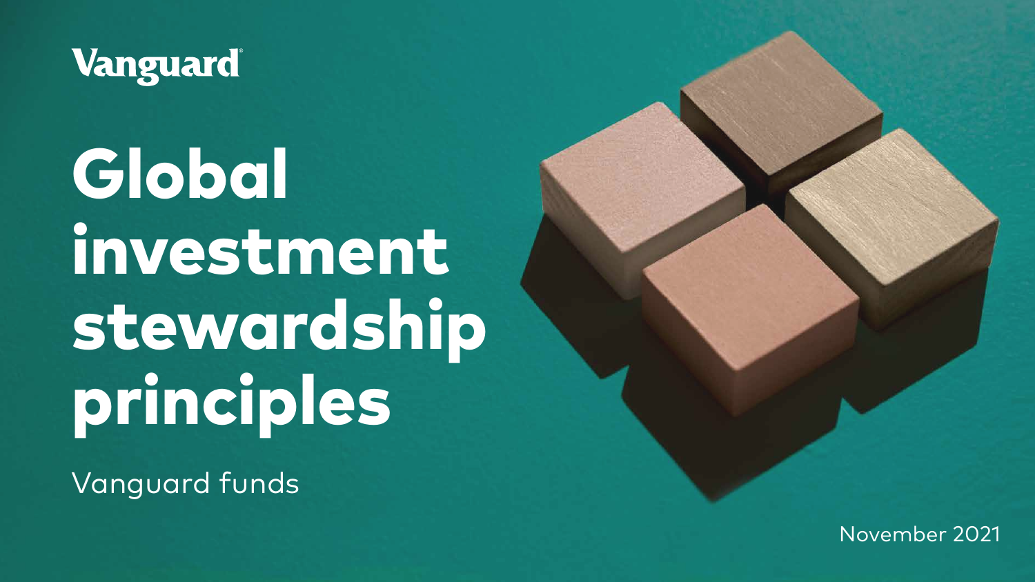Vanguard

# Global investment stewardship principles

Vanguard funds

November 2021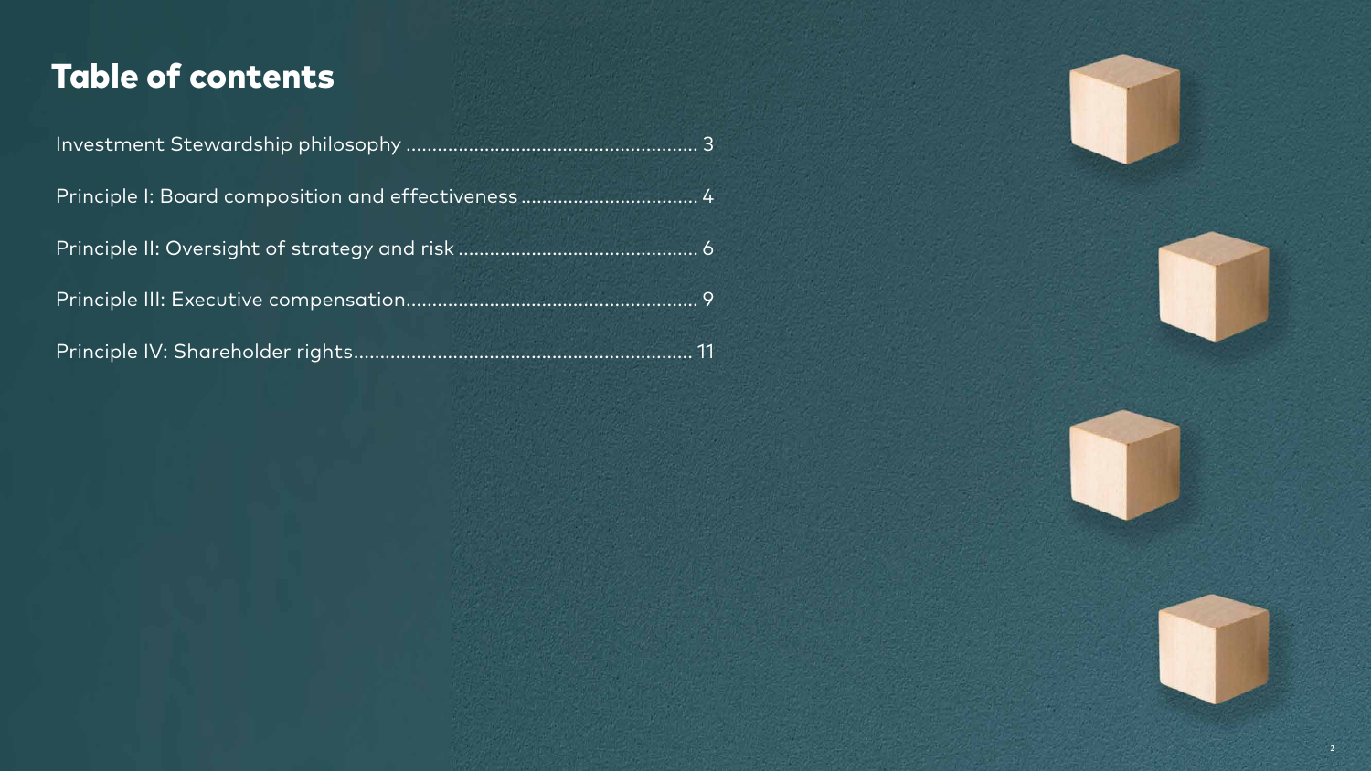# Table of contents

Investment Stewardship philosophy ...................................................... 3

Principle I: Board composition and effectiveness ................................. 4

Principle II: Oversight of strategy and risk ............................................ 6

Principle III: Executive compensation...................................................... 9

Principle IV: Shareholder rights............................................................... 11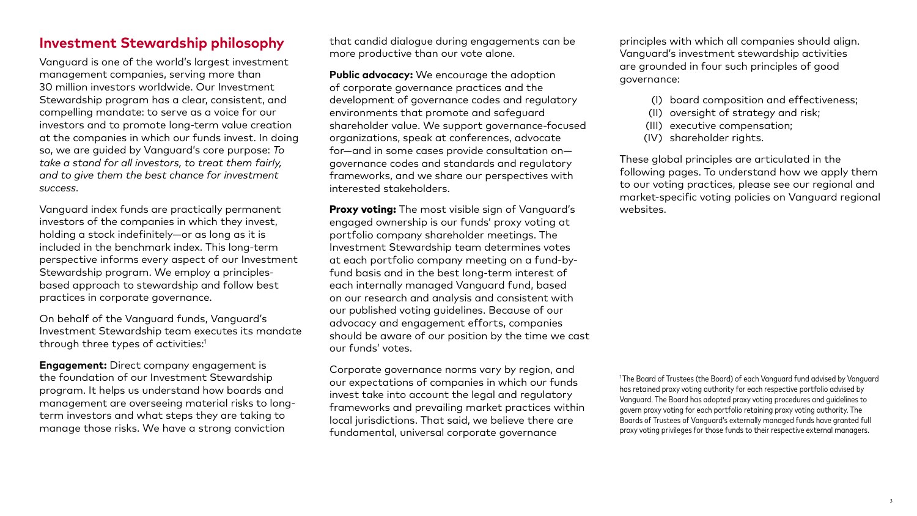## Investment Stewardship philosophy

Vanguard is one of the world's largest investment management companies, serving more than 30 million investors worldwide. Our Investment Stewardship program has a clear, consistent, and compelling mandate: to serve as a voice for our investors and to promote long-term value creation at the companies in which our funds invest. In doing so, we are guided by Vanguard's core purpose: *To take a stand for all investors, to treat them fairly, and to give them the best chance for investment success.*

Vanguard index funds are practically permanent investors of the companies in which they invest, holding a stock indefinitely—or as long as it is included in the benchmark index. This long-term perspective informs every aspect of our Investment Stewardship program. We employ a principles-based approach to stewardship and follow best practices in corporate governance.

On behalf of the Vanguard funds, Vanguard's Investment Stewardship team executes its mandate through three types of activities:[1]

**Engagement:** Direct company engagement is the foundation of our Investment Stewardship program. It helps us understand how boards and management are overseeing material risks to long-term investors and what steps they are taking to manage those risks. We have a strong conviction that candid dialogue during engagements can be more productive than our vote alone.

**Public advocacy:** We encourage the adoption of corporate governance practices and the development of governance codes and regulatory environments that promote and safeguard shareholder value. We support governance-focused organizations, speak at conferences, advocate for—and in some cases provide consultation on—governance codes and standards and regulatory frameworks, and we share our perspectives with interested stakeholders.

**Proxy voting:** The most visible sign of Vanguard's engaged ownership is our funds' proxy voting at portfolio company shareholder meetings. The Investment Stewardship team determines votes at each portfolio company meeting on a fund-by-fund basis and in the best long-term interest of each internally managed Vanguard fund, based on our research and analysis and consistent with our published voting guidelines. Because of our advocacy and engagement efforts, companies should be aware of our position by the time we cast our funds' votes.

Corporate governance norms vary by region, and our expectations of companies in which our funds invest take into account the legal and regulatory frameworks and prevailing market practices within local jurisdictions. That said, we believe there are fundamental, universal corporate governance principles with which all companies should align. Vanguard's investment stewardship activities are grounded in four such principles of good governance:

(I) board composition and effectiveness;
(II) oversight of strategy and risk;
(III) executive compensation;
(IV) shareholder rights.

These global principles are articulated in the following pages. To understand how we apply them to our voting practices, please see our regional and market-specific voting policies on Vanguard regional websites.

[1] The Board of Trustees (the Board) of each Vanguard fund advised by Vanguard has retained proxy voting authority for each respective portfolio advised by Vanguard. The Board has adopted proxy voting procedures and guidelines to govern proxy voting for each portfolio retaining proxy voting authority. The Boards of Trustees of Vanguard's externally managed funds have granted full proxy voting privileges for those funds to their respective external managers.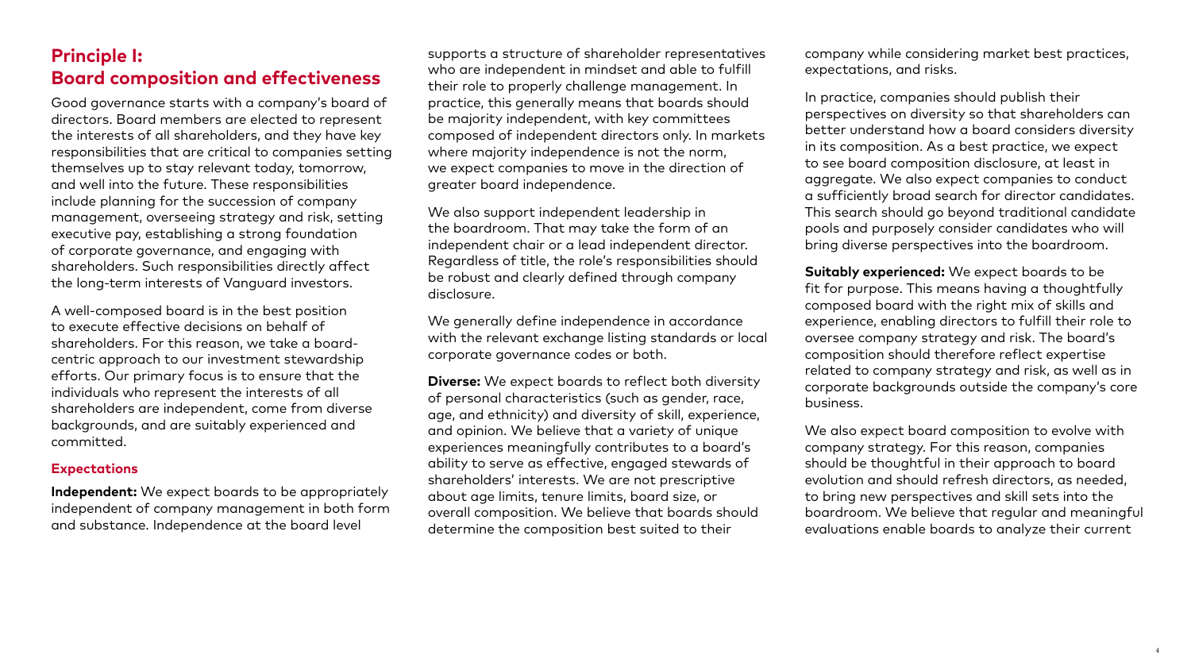## Principle I: Board composition and effectiveness

Good governance starts with a company's board of directors. Board members are elected to represent the interests of all shareholders, and they have key responsibilities that are critical to companies setting themselves up to stay relevant today, tomorrow, and well into the future. These responsibilities include planning for the succession of company management, overseeing strategy and risk, setting executive pay, establishing a strong foundation of corporate governance, and engaging with shareholders. Such responsibilities directly affect the long-term interests of Vanguard investors.

A well-composed board is in the best position to execute effective decisions on behalf of shareholders. For this reason, we take a board-centric approach to our investment stewardship efforts. Our primary focus is to ensure that the individuals who represent the interests of all shareholders are independent, come from diverse backgrounds, and are suitably experienced and committed.

### Expectations

**Independent:** We expect boards to be appropriately independent of company management in both form and substance. Independence at the board level supports a structure of shareholder representatives who are independent in mindset and able to fulfill their role to properly challenge management. In practice, this generally means that boards should be majority independent, with key committees composed of independent directors only. In markets where majority independence is not the norm, we expect companies to move in the direction of greater board independence.

We also support independent leadership in the boardroom. That may take the form of an independent chair or a lead independent director. Regardless of title, the role's responsibilities should be robust and clearly defined through company disclosure.

We generally define independence in accordance with the relevant exchange listing standards or local corporate governance codes or both.

**Diverse:** We expect boards to reflect both diversity of personal characteristics (such as gender, race, age, and ethnicity) and diversity of skill, experience, and opinion. We believe that a variety of unique experiences meaningfully contributes to a board's ability to serve as effective, engaged stewards of shareholders' interests. We are not prescriptive about age limits, tenure limits, board size, or overall composition. We believe that boards should determine the composition best suited to their company while considering market best practices, expectations, and risks.

In practice, companies should publish their perspectives on diversity so that shareholders can better understand how a board considers diversity in its composition. As a best practice, we expect to see board composition disclosure, at least in aggregate. We also expect companies to conduct a sufficiently broad search for director candidates. This search should go beyond traditional candidate pools and purposely consider candidates who will bring diverse perspectives into the boardroom.

**Suitably experienced:** We expect boards to be fit for purpose. This means having a thoughtfully composed board with the right mix of skills and experience, enabling directors to fulfill their role to oversee company strategy and risk. The board's composition should therefore reflect expertise related to company strategy and risk, as well as in corporate backgrounds outside the company's core business.

We also expect board composition to evolve with company strategy. For this reason, companies should be thoughtful in their approach to board evolution and should refresh directors, as needed, to bring new perspectives and skill sets into the boardroom. We believe that regular and meaningful evaluations enable boards to analyze their current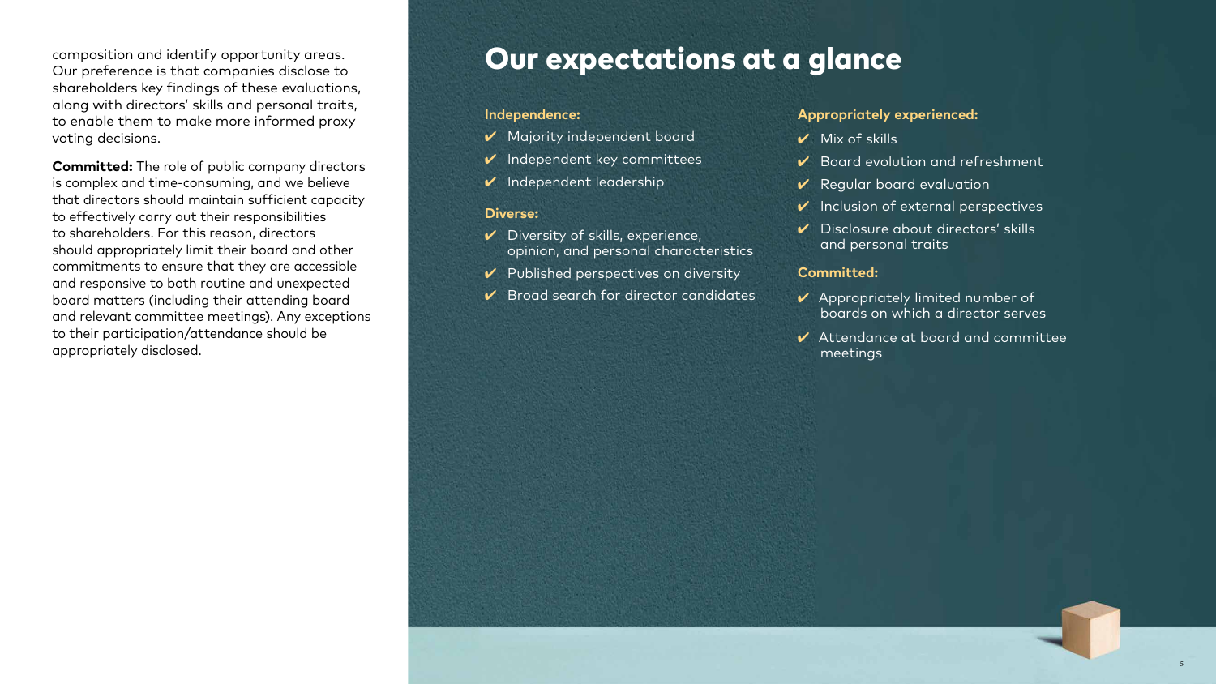composition and identify opportunity areas. Our preference is that companies disclose to shareholders key findings of these evaluations, along with directors' skills and personal traits, to enable them to make more informed proxy voting decisions.

**Committed:** The role of public company directors is complex and time-consuming, and we believe that directors should maintain sufficient capacity to effectively carry out their responsibilities to shareholders. For this reason, directors should appropriately limit their board and other commitments to ensure that they are accessible and responsive to both routine and unexpected board matters (including their attending board and relevant committee meetings). Any exceptions to their participation/attendance should be appropriately disclosed.

# Our expectations at a glance

**Independence:**

- ✔ Majority independent board
- ✔ Independent key committees
- ✔ Independent leadership

**Diverse:**

- ✔ Diversity of skills, experience, opinion, and personal characteristics
- ✔ Published perspectives on diversity
- ✔ Broad search for director candidates

**Appropriately experienced:**

- ✔ Mix of skills
- ✔ Board evolution and refreshment
- ✔ Regular board evaluation
- ✔ Inclusion of external perspectives
- ✔ Disclosure about directors' skills and personal traits

**Committed:**

- ✔ Appropriately limited number of boards on which a director serves
- ✔ Attendance at board and committee meetings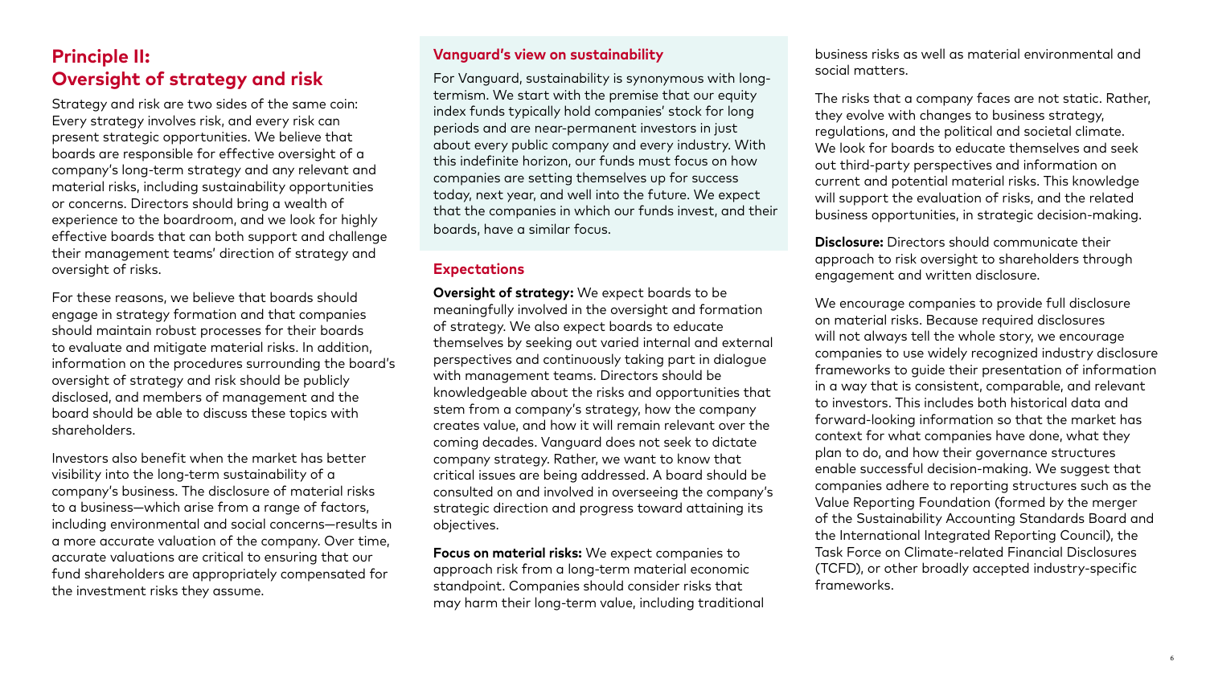## Principle II: Oversight of strategy and risk

Strategy and risk are two sides of the same coin: Every strategy involves risk, and every risk can present strategic opportunities. We believe that boards are responsible for effective oversight of a company's long-term strategy and any relevant and material risks, including sustainability opportunities or concerns. Directors should bring a wealth of experience to the boardroom, and we look for highly effective boards that can both support and challenge their management teams' direction of strategy and oversight of risks.

For these reasons, we believe that boards should engage in strategy formation and that companies should maintain robust processes for their boards to evaluate and mitigate material risks. In addition, information on the procedures surrounding the board's oversight of strategy and risk should be publicly disclosed, and members of management and the board should be able to discuss these topics with shareholders.

Investors also benefit when the market has better visibility into the long-term sustainability of a company's business. The disclosure of material risks to a business—which arise from a range of factors, including environmental and social concerns—results in a more accurate valuation of the company. Over time, accurate valuations are critical to ensuring that our fund shareholders are appropriately compensated for the investment risks they assume.

### Vanguard's view on sustainability

For Vanguard, sustainability is synonymous with long-termism. We start with the premise that our equity index funds typically hold companies' stock for long periods and are near-permanent investors in just about every public company and every industry. With this indefinite horizon, our funds must focus on how companies are setting themselves up for success today, next year, and well into the future. We expect that the companies in which our funds invest, and their boards, have a similar focus.

### Expectations

**Oversight of strategy:** We expect boards to be meaningfully involved in the oversight and formation of strategy. We also expect boards to educate themselves by seeking out varied internal and external perspectives and continuously taking part in dialogue with management teams. Directors should be knowledgeable about the risks and opportunities that stem from a company's strategy, how the company creates value, and how it will remain relevant over the coming decades. Vanguard does not seek to dictate company strategy. Rather, we want to know that critical issues are being addressed. A board should be consulted on and involved in overseeing the company's strategic direction and progress toward attaining its objectives.

**Focus on material risks:** We expect companies to approach risk from a long-term material economic standpoint. Companies should consider risks that may harm their long-term value, including traditional business risks as well as material environmental and social matters.

The risks that a company faces are not static. Rather, they evolve with changes to business strategy, regulations, and the political and societal climate. We look for boards to educate themselves and seek out third-party perspectives and information on current and potential material risks. This knowledge will support the evaluation of risks, and the related business opportunities, in strategic decision-making.

**Disclosure:** Directors should communicate their approach to risk oversight to shareholders through engagement and written disclosure.

We encourage companies to provide full disclosure on material risks. Because required disclosures will not always tell the whole story, we encourage companies to use widely recognized industry disclosure frameworks to guide their presentation of information in a way that is consistent, comparable, and relevant to investors. This includes both historical data and forward-looking information so that the market has context for what companies have done, what they plan to do, and how their governance structures enable successful decision-making. We suggest that companies adhere to reporting structures such as the Value Reporting Foundation (formed by the merger of the Sustainability Accounting Standards Board and the International Integrated Reporting Council), the Task Force on Climate-related Financial Disclosures (TCFD), or other broadly accepted industry-specific frameworks.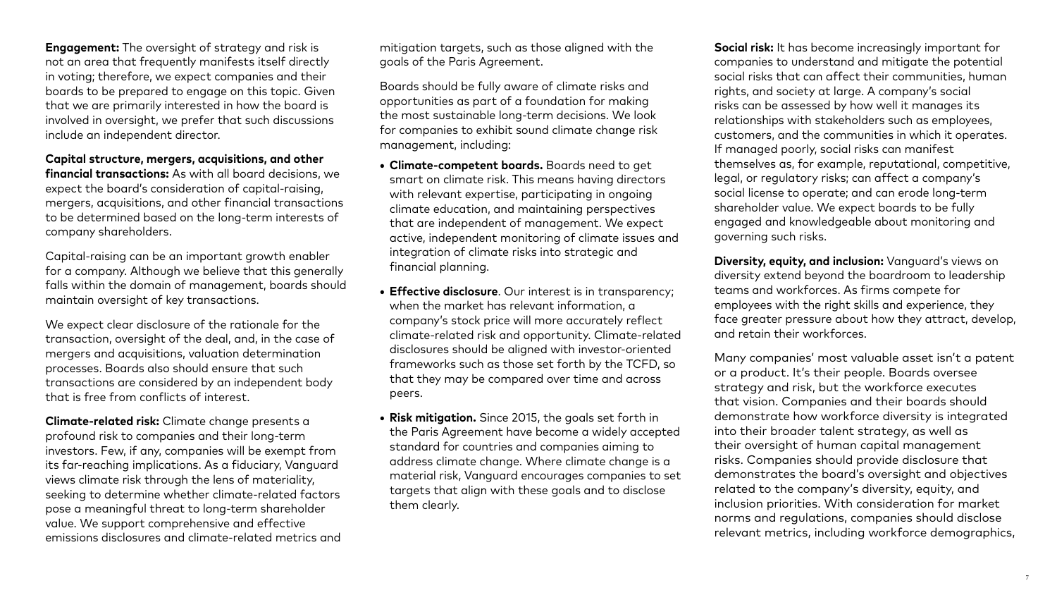**Engagement:** The oversight of strategy and risk is not an area that frequently manifests itself directly in voting; therefore, we expect companies and their boards to be prepared to engage on this topic. Given that we are primarily interested in how the board is involved in oversight, we prefer that such discussions include an independent director.

**Capital structure, mergers, acquisitions, and other financial transactions:** As with all board decisions, we expect the board's consideration of capital-raising, mergers, acquisitions, and other financial transactions to be determined based on the long-term interests of company shareholders.

Capital-raising can be an important growth enabler for a company. Although we believe that this generally falls within the domain of management, boards should maintain oversight of key transactions.

We expect clear disclosure of the rationale for the transaction, oversight of the deal, and, in the case of mergers and acquisitions, valuation determination processes. Boards also should ensure that such transactions are considered by an independent body that is free from conflicts of interest.

**Climate-related risk:** Climate change presents a profound risk to companies and their long-term investors. Few, if any, companies will be exempt from its far-reaching implications. As a fiduciary, Vanguard views climate risk through the lens of materiality, seeking to determine whether climate-related factors pose a meaningful threat to long-term shareholder value. We support comprehensive and effective emissions disclosures and climate-related metrics and mitigation targets, such as those aligned with the goals of the Paris Agreement.

Boards should be fully aware of climate risks and opportunities as part of a foundation for making the most sustainable long-term decisions. We look for companies to exhibit sound climate change risk management, including:

- **Climate-competent boards.** Boards need to get smart on climate risk. This means having directors with relevant expertise, participating in ongoing climate education, and maintaining perspectives that are independent of management. We expect active, independent monitoring of climate issues and integration of climate risks into strategic and financial planning.
- **Effective disclosure**. Our interest is in transparency; when the market has relevant information, a company's stock price will more accurately reflect climate-related risk and opportunity. Climate-related disclosures should be aligned with investor-oriented frameworks such as those set forth by the TCFD, so that they may be compared over time and across peers.
- **Risk mitigation.** Since 2015, the goals set forth in the Paris Agreement have become a widely accepted standard for countries and companies aiming to address climate change. Where climate change is a material risk, Vanguard encourages companies to set targets that align with these goals and to disclose them clearly.

**Social risk:** It has become increasingly important for companies to understand and mitigate the potential social risks that can affect their communities, human rights, and society at large. A company's social risks can be assessed by how well it manages its relationships with stakeholders such as employees, customers, and the communities in which it operates. If managed poorly, social risks can manifest themselves as, for example, reputational, competitive, legal, or regulatory risks; can affect a company's social license to operate; and can erode long-term shareholder value. We expect boards to be fully engaged and knowledgeable about monitoring and governing such risks.

**Diversity, equity, and inclusion:** Vanguard's views on diversity extend beyond the boardroom to leadership teams and workforces. As firms compete for employees with the right skills and experience, they face greater pressure about how they attract, develop, and retain their workforces.

Many companies' most valuable asset isn't a patent or a product. It's their people. Boards oversee strategy and risk, but the workforce executes that vision. Companies and their boards should demonstrate how workforce diversity is integrated into their broader talent strategy, as well as their oversight of human capital management risks. Companies should provide disclosure that demonstrates the board's oversight and objectives related to the company's diversity, equity, and inclusion priorities. With consideration for market norms and regulations, companies should disclose relevant metrics, including workforce demographics,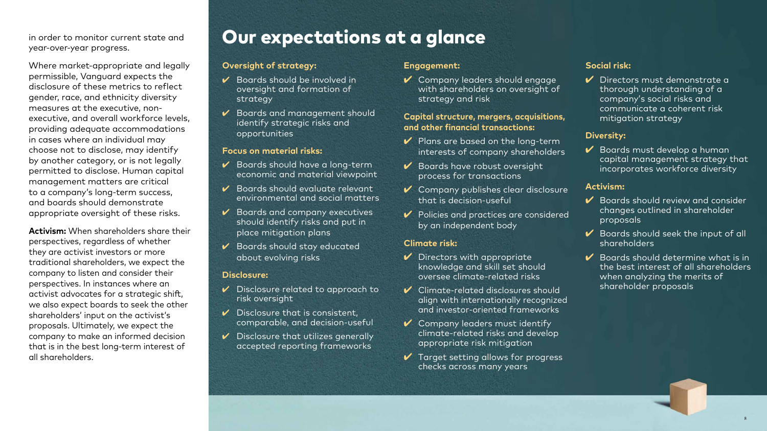in order to monitor current state and year-over-year progress.

Where market-appropriate and legally permissible, Vanguard expects the disclosure of these metrics to reflect gender, race, and ethnicity diversity measures at the executive, non-executive, and overall workforce levels, providing adequate accommodations in cases where an individual may choose not to disclose, may identify by another category, or is not legally permitted to disclose. Human capital management matters are critical to a company's long-term success, and boards should demonstrate appropriate oversight of these risks.

**Activism:** When shareholders share their perspectives, regardless of whether they are activist investors or more traditional shareholders, we expect the company to listen and consider their perspectives. In instances where an activist advocates for a strategic shift, we also expect boards to seek the other shareholders' input on the activist's proposals. Ultimately, we expect the company to make an informed decision that is in the best long-term interest of all shareholders.

# Our expectations at a glance

**Oversight of strategy:**

- ✔ Boards should be involved in oversight and formation of strategy
- ✔ Boards and management should identify strategic risks and opportunities

**Focus on material risks:**

- ✔ Boards should have a long-term economic and material viewpoint
- ✔ Boards should evaluate relevant environmental and social matters
- ✔ Boards and company executives should identify risks and put in place mitigation plans
- ✔ Boards should stay educated about evolving risks

**Disclosure:**

- ✔ Disclosure related to approach to risk oversight
- ✔ Disclosure that is consistent, comparable, and decision-useful
- ✔ Disclosure that utilizes generally accepted reporting frameworks

**Engagement:**

- ✔ Company leaders should engage with shareholders on oversight of strategy and risk

**Capital structure, mergers, acquisitions, and other financial transactions:**

- ✔ Plans are based on the long-term interests of company shareholders
- ✔ Boards have robust oversight process for transactions
- ✔ Company publishes clear disclosure that is decision-useful
- ✔ Policies and practices are considered by an independent body

**Climate risk:**

- ✔ Directors with appropriate knowledge and skill set should oversee climate-related risks
- ✔ Climate-related disclosures should align with internationally recognized and investor-oriented frameworks
- ✔ Company leaders must identify climate-related risks and develop appropriate risk mitigation
- ✔ Target setting allows for progress checks across many years

**Social risk:**

- ✔ Directors must demonstrate a thorough understanding of a company's social risks and communicate a coherent risk mitigation strategy

**Diversity:**

- ✔ Boards must develop a human capital management strategy that incorporates workforce diversity

**Activism:**

- ✔ Boards should review and consider changes outlined in shareholder proposals
- ✔ Boards should seek the input of all shareholders
- ✔ Boards should determine what is in the best interest of all shareholders when analyzing the merits of shareholder proposals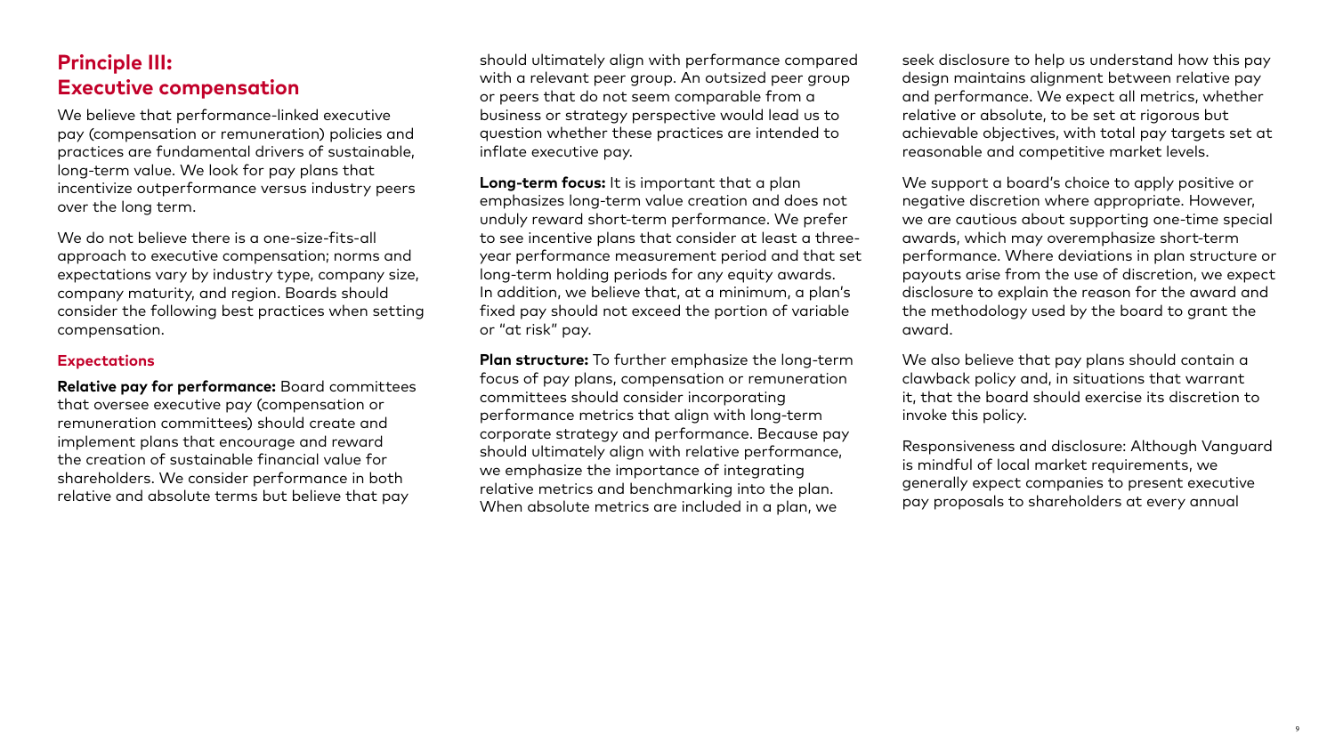## Principle III: Executive compensation

We believe that performance-linked executive pay (compensation or remuneration) policies and practices are fundamental drivers of sustainable, long-term value. We look for pay plans that incentivize outperformance versus industry peers over the long term.

We do not believe there is a one-size-fits-all approach to executive compensation; norms and expectations vary by industry type, company size, company maturity, and region. Boards should consider the following best practices when setting compensation.

### Expectations

**Relative pay for performance:** Board committees that oversee executive pay (compensation or remuneration committees) should create and implement plans that encourage and reward the creation of sustainable financial value for shareholders. We consider performance in both relative and absolute terms but believe that pay should ultimately align with performance compared with a relevant peer group. An outsized peer group or peers that do not seem comparable from a business or strategy perspective would lead us to question whether these practices are intended to inflate executive pay.

**Long-term focus:** It is important that a plan emphasizes long-term value creation and does not unduly reward short-term performance. We prefer to see incentive plans that consider at least a three-year performance measurement period and that set long-term holding periods for any equity awards. In addition, we believe that, at a minimum, a plan's fixed pay should not exceed the portion of variable or "at risk" pay.

**Plan structure:** To further emphasize the long-term focus of pay plans, compensation or remuneration committees should consider incorporating performance metrics that align with long-term corporate strategy and performance. Because pay should ultimately align with relative performance, we emphasize the importance of integrating relative metrics and benchmarking into the plan. When absolute metrics are included in a plan, we seek disclosure to help us understand how this pay design maintains alignment between relative pay and performance. We expect all metrics, whether relative or absolute, to be set at rigorous but achievable objectives, with total pay targets set at reasonable and competitive market levels.

We support a board's choice to apply positive or negative discretion where appropriate. However, we are cautious about supporting one-time special awards, which may overemphasize short-term performance. Where deviations in plan structure or payouts arise from the use of discretion, we expect disclosure to explain the reason for the award and the methodology used by the board to grant the award.

We also believe that pay plans should contain a clawback policy and, in situations that warrant it, that the board should exercise its discretion to invoke this policy.

Responsiveness and disclosure: Although Vanguard is mindful of local market requirements, we generally expect companies to present executive pay proposals to shareholders at every annual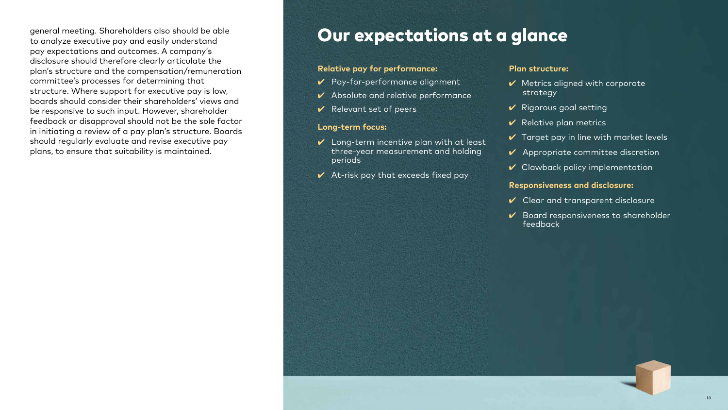general meeting. Shareholders also should be able to analyze executive pay and easily understand pay expectations and outcomes. A company's disclosure should therefore clearly articulate the plan's structure and the compensation/remuneration committee's processes for determining that structure. Where support for executive pay is low, boards should consider their shareholders' views and be responsive to such input. However, shareholder feedback or disapproval should not be the sole factor in initiating a review of a pay plan's structure. Boards should regularly evaluate and revise executive pay plans, to ensure that suitability is maintained.

# Our expectations at a glance

**Relative pay for performance:**

- ✔ Pay-for-performance alignment
- ✔ Absolute and relative performance
- ✔ Relevant set of peers

**Long-term focus:**

- ✔ Long-term incentive plan with at least three-year measurement and holding periods
- ✔ At-risk pay that exceeds fixed pay

**Plan structure:**

- ✔ Metrics aligned with corporate strategy
- ✔ Rigorous goal setting
- ✔ Relative plan metrics
- ✔ Target pay in line with market levels
- ✔ Appropriate committee discretion
- ✔ Clawback policy implementation

**Responsiveness and disclosure:**

- ✔ Clear and transparent disclosure
- ✔ Board responsiveness to shareholder feedback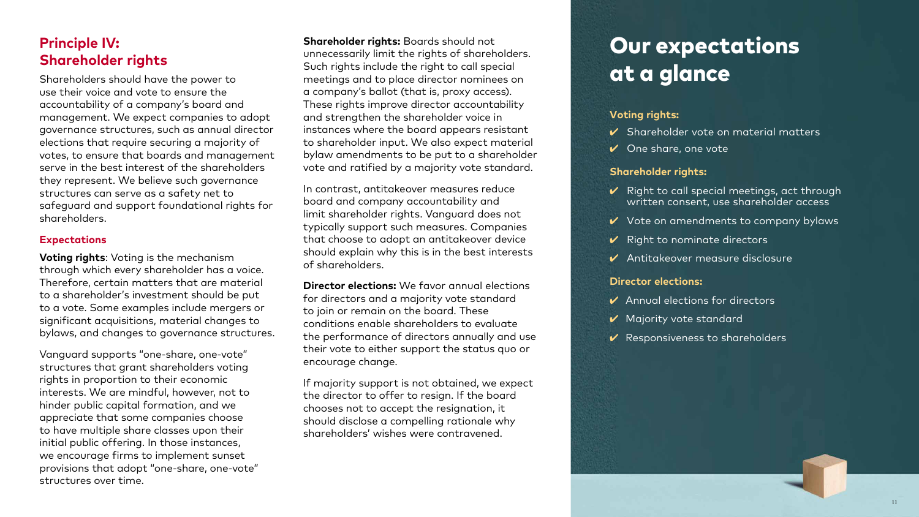## Principle IV: Shareholder rights

Shareholders should have the power to use their voice and vote to ensure the accountability of a company's board and management. We expect companies to adopt governance structures, such as annual director elections that require securing a majority of votes, to ensure that boards and management serve in the best interest of the shareholders they represent. We believe such governance structures can serve as a safety net to safeguard and support foundational rights for shareholders.

### Expectations

**Voting rights**: Voting is the mechanism through which every shareholder has a voice. Therefore, certain matters that are material to a shareholder's investment should be put to a vote. Some examples include mergers or significant acquisitions, material changes to bylaws, and changes to governance structures.

Vanguard supports "one-share, one-vote" structures that grant shareholders voting rights in proportion to their economic interests. We are mindful, however, not to hinder public capital formation, and we appreciate that some companies choose to have multiple share classes upon their initial public offering. In those instances, we encourage firms to implement sunset provisions that adopt "one-share, one-vote" structures over time.

**Shareholder rights:** Boards should not unnecessarily limit the rights of shareholders. Such rights include the right to call special meetings and to place director nominees on a company's ballot (that is, proxy access). These rights improve director accountability and strengthen the shareholder voice in instances where the board appears resistant to shareholder input. We also expect material bylaw amendments to be put to a shareholder vote and ratified by a majority vote standard.

In contrast, antitakeover measures reduce board and company accountability and limit shareholder rights. Vanguard does not typically support such measures. Companies that choose to adopt an antitakeover device should explain why this is in the best interests of shareholders.

**Director elections:** We favor annual elections for directors and a majority vote standard to join or remain on the board. These conditions enable shareholders to evaluate the performance of directors annually and use their vote to either support the status quo or encourage change.

If majority support is not obtained, we expect the director to offer to resign. If the board chooses not to accept the resignation, it should disclose a compelling rationale why shareholders' wishes were contravened.

## Our expectations at a glance

**Voting rights:**

- ✔ Shareholder vote on material matters
- ✔ One share, one vote

**Shareholder rights:**

- ✔ Right to call special meetings, act through written consent, use shareholder access
- ✔ Vote on amendments to company bylaws
- ✔ Right to nominate directors
- ✔ Antitakeover measure disclosure

**Director elections:**

- ✔ Annual elections for directors
- ✔ Majority vote standard
- ✔ Responsiveness to shareholders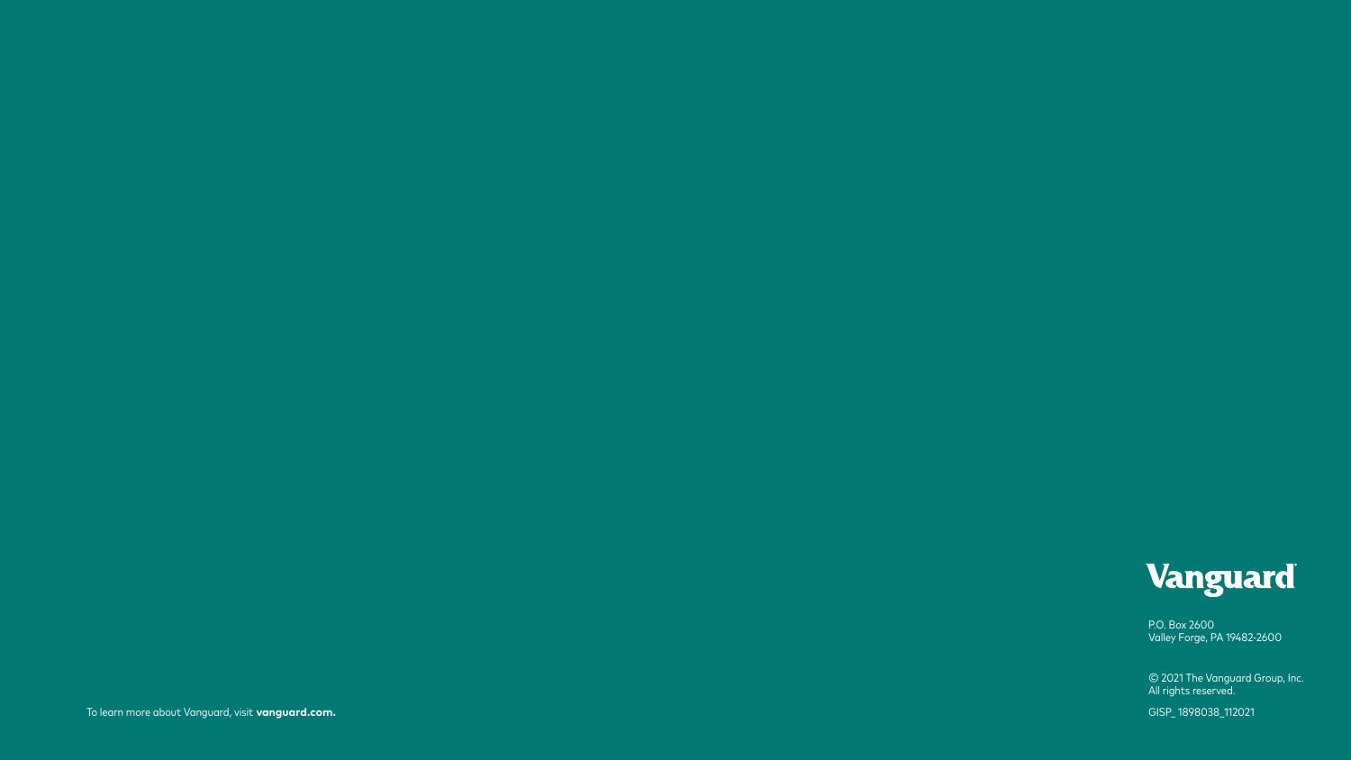Vanguard

P.O. Box 2600
Valley Forge, PA 19482-2600

© 2021 The Vanguard Group, Inc.
All rights reserved.

To learn more about Vanguard, visit **vanguard.com.**

GISP_ 1898038_112021